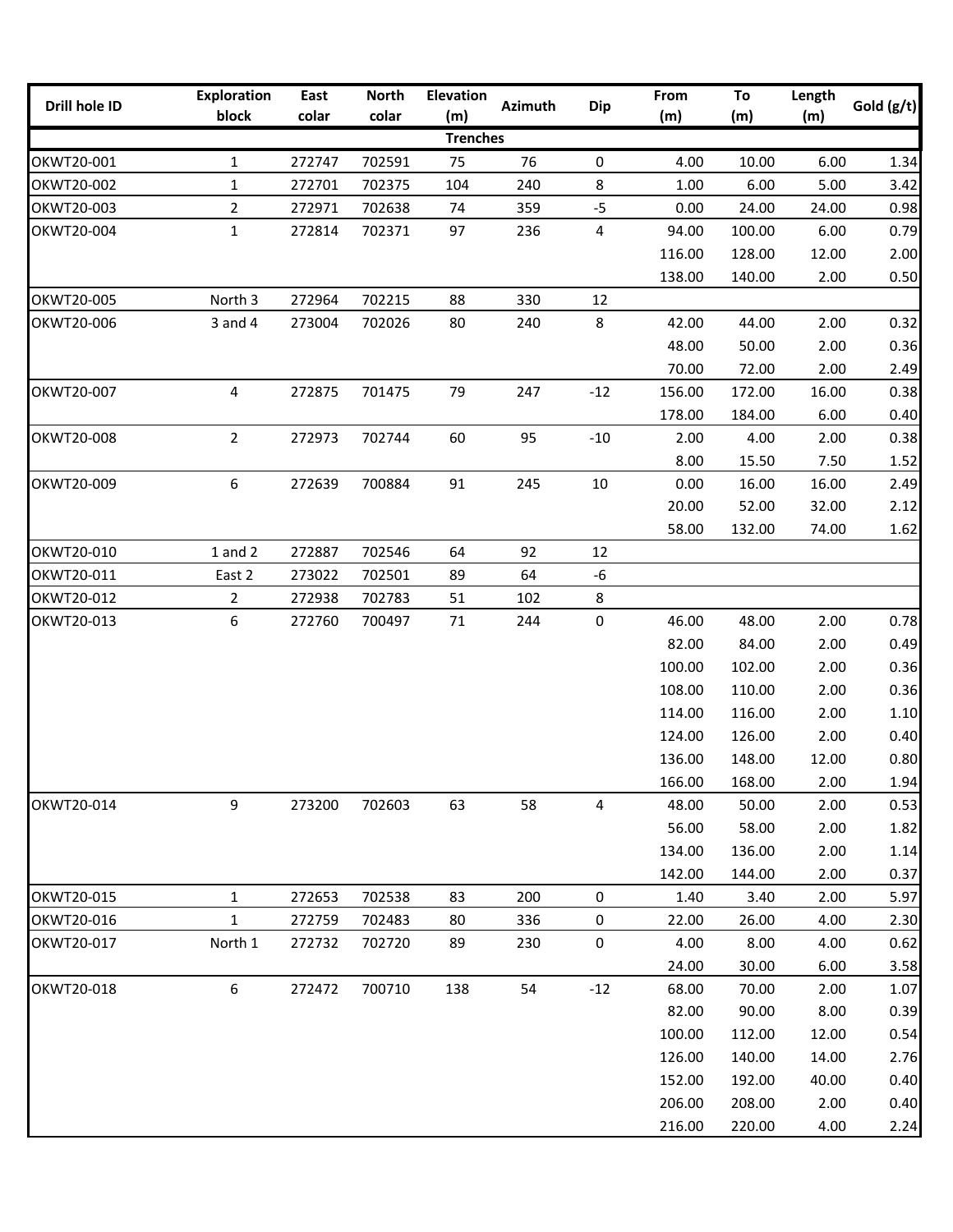| Drill hole ID | Exploration block | East colar | North colar | Elevation (m) | Azimuth | Dip | From (m) | To (m) | Length (m) | Gold (g/t) |
|---|---|---|---|---|---|---|---|---|---|---|
| | | | | Trenches | | | | | | |
| OKWT20-001 | 1 | 272747 | 702591 | 75 | 76 | 0 | 4.00 | 10.00 | 6.00 | 1.34 |
| OKWT20-002 | 1 | 272701 | 702375 | 104 | 240 | 8 | 1.00 | 6.00 | 5.00 | 3.42 |
| OKWT20-003 | 2 | 272971 | 702638 | 74 | 359 | -5 | 0.00 | 24.00 | 24.00 | 0.98 |
| OKWT20-004 | 1 | 272814 | 702371 | 97 | 236 | 4 | 94.00 | 100.00 | 6.00 | 0.79 |
| | | | | | | | 116.00 | 128.00 | 12.00 | 2.00 |
| | | | | | | | 138.00 | 140.00 | 2.00 | 0.50 |
| OKWT20-005 | North 3 | 272964 | 702215 | 88 | 330 | 12 | | | | |
| OKWT20-006 | 3 and 4 | 273004 | 702026 | 80 | 240 | 8 | 42.00 | 44.00 | 2.00 | 0.32 |
| | | | | | | | 48.00 | 50.00 | 2.00 | 0.36 |
| | | | | | | | 70.00 | 72.00 | 2.00 | 2.49 |
| OKWT20-007 | 4 | 272875 | 701475 | 79 | 247 | -12 | 156.00 | 172.00 | 16.00 | 0.38 |
| | | | | | | | 178.00 | 184.00 | 6.00 | 0.40 |
| OKWT20-008 | 2 | 272973 | 702744 | 60 | 95 | -10 | 2.00 | 4.00 | 2.00 | 0.38 |
| | | | | | | | 8.00 | 15.50 | 7.50 | 1.52 |
| OKWT20-009 | 6 | 272639 | 700884 | 91 | 245 | 10 | 0.00 | 16.00 | 16.00 | 2.49 |
| | | | | | | | 20.00 | 52.00 | 32.00 | 2.12 |
| | | | | | | | 58.00 | 132.00 | 74.00 | 1.62 |
| OKWT20-010 | 1 and 2 | 272887 | 702546 | 64 | 92 | 12 | | | | |
| OKWT20-011 | East 2 | 273022 | 702501 | 89 | 64 | -6 | | | | |
| OKWT20-012 | 2 | 272938 | 702783 | 51 | 102 | 8 | | | | |
| OKWT20-013 | 6 | 272760 | 700497 | 71 | 244 | 0 | 46.00 | 48.00 | 2.00 | 0.78 |
| | | | | | | | 82.00 | 84.00 | 2.00 | 0.49 |
| | | | | | | | 100.00 | 102.00 | 2.00 | 0.36 |
| | | | | | | | 108.00 | 110.00 | 2.00 | 0.36 |
| | | | | | | | 114.00 | 116.00 | 2.00 | 1.10 |
| | | | | | | | 124.00 | 126.00 | 2.00 | 0.40 |
| | | | | | | | 136.00 | 148.00 | 12.00 | 0.80 |
| | | | | | | | 166.00 | 168.00 | 2.00 | 1.94 |
| OKWT20-014 | 9 | 273200 | 702603 | 63 | 58 | 4 | 48.00 | 50.00 | 2.00 | 0.53 |
| | | | | | | | 56.00 | 58.00 | 2.00 | 1.82 |
| | | | | | | | 134.00 | 136.00 | 2.00 | 1.14 |
| | | | | | | | 142.00 | 144.00 | 2.00 | 0.37 |
| OKWT20-015 | 1 | 272653 | 702538 | 83 | 200 | 0 | 1.40 | 3.40 | 2.00 | 5.97 |
| OKWT20-016 | 1 | 272759 | 702483 | 80 | 336 | 0 | 22.00 | 26.00 | 4.00 | 2.30 |
| OKWT20-017 | North 1 | 272732 | 702720 | 89 | 230 | 0 | 4.00 | 8.00 | 4.00 | 0.62 |
| | | | | | | | 24.00 | 30.00 | 6.00 | 3.58 |
| OKWT20-018 | 6 | 272472 | 700710 | 138 | 54 | -12 | 68.00 | 70.00 | 2.00 | 1.07 |
| | | | | | | | 82.00 | 90.00 | 8.00 | 0.39 |
| | | | | | | | 100.00 | 112.00 | 12.00 | 0.54 |
| | | | | | | | 126.00 | 140.00 | 14.00 | 2.76 |
| | | | | | | | 152.00 | 192.00 | 40.00 | 0.40 |
| | | | | | | | 206.00 | 208.00 | 2.00 | 0.40 |
| | | | | | | | 216.00 | 220.00 | 4.00 | 2.24 |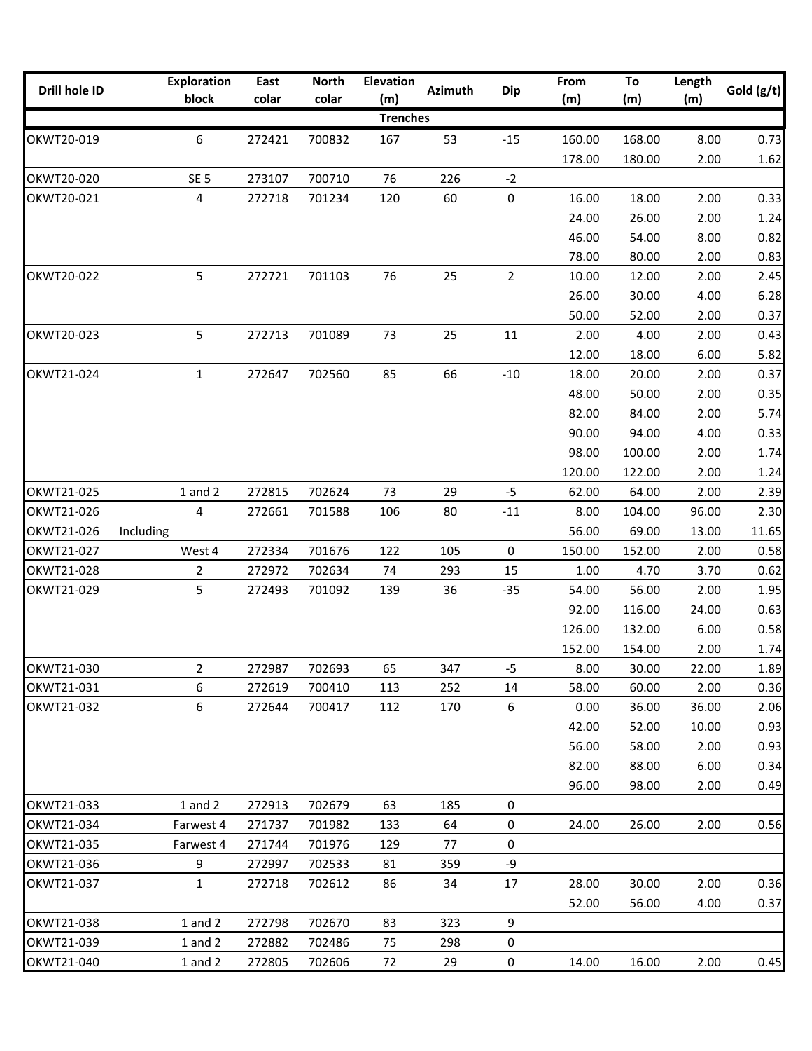| Drill hole ID | | Exploration block | East colar | North colar | Elevation (m) | Azimuth | Dip | From (m) | To (m) | Length (m) | Gold (g/t) |
|---|---|---|---|---|---|---|---|---|---|---|---|
| | | | | | Trenches | | | | | | |
| OKWT20-019 | | 6 | 272421 | 700832 | 167 | 53 | -15 | 160.00 | 168.00 | 8.00 | 0.73 |
| | | | | | | | | 178.00 | 180.00 | 2.00 | 1.62 |
| OKWT20-020 | | SE 5 | 273107 | 700710 | 76 | 226 | -2 | | | | |
| OKWT20-021 | | 4 | 272718 | 701234 | 120 | 60 | 0 | 16.00 | 18.00 | 2.00 | 0.33 |
| | | | | | | | | 24.00 | 26.00 | 2.00 | 1.24 |
| | | | | | | | | 46.00 | 54.00 | 8.00 | 0.82 |
| | | | | | | | | 78.00 | 80.00 | 2.00 | 0.83 |
| OKWT20-022 | | 5 | 272721 | 701103 | 76 | 25 | 2 | 10.00 | 12.00 | 2.00 | 2.45 |
| | | | | | | | | 26.00 | 30.00 | 4.00 | 6.28 |
| | | | | | | | | 50.00 | 52.00 | 2.00 | 0.37 |
| OKWT20-023 | | 5 | 272713 | 701089 | 73 | 25 | 11 | 2.00 | 4.00 | 2.00 | 0.43 |
| | | | | | | | | 12.00 | 18.00 | 6.00 | 5.82 |
| OKWT21-024 | | 1 | 272647 | 702560 | 85 | 66 | -10 | 18.00 | 20.00 | 2.00 | 0.37 |
| | | | | | | | | 48.00 | 50.00 | 2.00 | 0.35 |
| | | | | | | | | 82.00 | 84.00 | 2.00 | 5.74 |
| | | | | | | | | 90.00 | 94.00 | 4.00 | 0.33 |
| | | | | | | | | 98.00 | 100.00 | 2.00 | 1.74 |
| | | | | | | | | 120.00 | 122.00 | 2.00 | 1.24 |
| OKWT21-025 | | 1 and 2 | 272815 | 702624 | 73 | 29 | -5 | 62.00 | 64.00 | 2.00 | 2.39 |
| OKWT21-026 | | 4 | 272661 | 701588 | 106 | 80 | -11 | 8.00 | 104.00 | 96.00 | 2.30 |
| OKWT21-026 | Including | | | | | | | 56.00 | 69.00 | 13.00 | 11.65 |
| OKWT21-027 | | West 4 | 272334 | 701676 | 122 | 105 | 0 | 150.00 | 152.00 | 2.00 | 0.58 |
| OKWT21-028 | | 2 | 272972 | 702634 | 74 | 293 | 15 | 1.00 | 4.70 | 3.70 | 0.62 |
| OKWT21-029 | | 5 | 272493 | 701092 | 139 | 36 | -35 | 54.00 | 56.00 | 2.00 | 1.95 |
| | | | | | | | | 92.00 | 116.00 | 24.00 | 0.63 |
| | | | | | | | | 126.00 | 132.00 | 6.00 | 0.58 |
| | | | | | | | | 152.00 | 154.00 | 2.00 | 1.74 |
| OKWT21-030 | | 2 | 272987 | 702693 | 65 | 347 | -5 | 8.00 | 30.00 | 22.00 | 1.89 |
| OKWT21-031 | | 6 | 272619 | 700410 | 113 | 252 | 14 | 58.00 | 60.00 | 2.00 | 0.36 |
| OKWT21-032 | | 6 | 272644 | 700417 | 112 | 170 | 6 | 0.00 | 36.00 | 36.00 | 2.06 |
| | | | | | | | | 42.00 | 52.00 | 10.00 | 0.93 |
| | | | | | | | | 56.00 | 58.00 | 2.00 | 0.93 |
| | | | | | | | | 82.00 | 88.00 | 6.00 | 0.34 |
| | | | | | | | | 96.00 | 98.00 | 2.00 | 0.49 |
| OKWT21-033 | | 1 and 2 | 272913 | 702679 | 63 | 185 | 0 | | | | |
| OKWT21-034 | | Farwest 4 | 271737 | 701982 | 133 | 64 | 0 | 24.00 | 26.00 | 2.00 | 0.56 |
| OKWT21-035 | | Farwest 4 | 271744 | 701976 | 129 | 77 | 0 | | | | |
| OKWT21-036 | | 9 | 272997 | 702533 | 81 | 359 | -9 | | | | |
| OKWT21-037 | | 1 | 272718 | 702612 | 86 | 34 | 17 | 28.00 | 30.00 | 2.00 | 0.36 |
| | | | | | | | | 52.00 | 56.00 | 4.00 | 0.37 |
| OKWT21-038 | | 1 and 2 | 272798 | 702670 | 83 | 323 | 9 | | | | |
| OKWT21-039 | | 1 and 2 | 272882 | 702486 | 75 | 298 | 0 | | | | |
| OKWT21-040 | | 1 and 2 | 272805 | 702606 | 72 | 29 | 0 | 14.00 | 16.00 | 2.00 | 0.45 |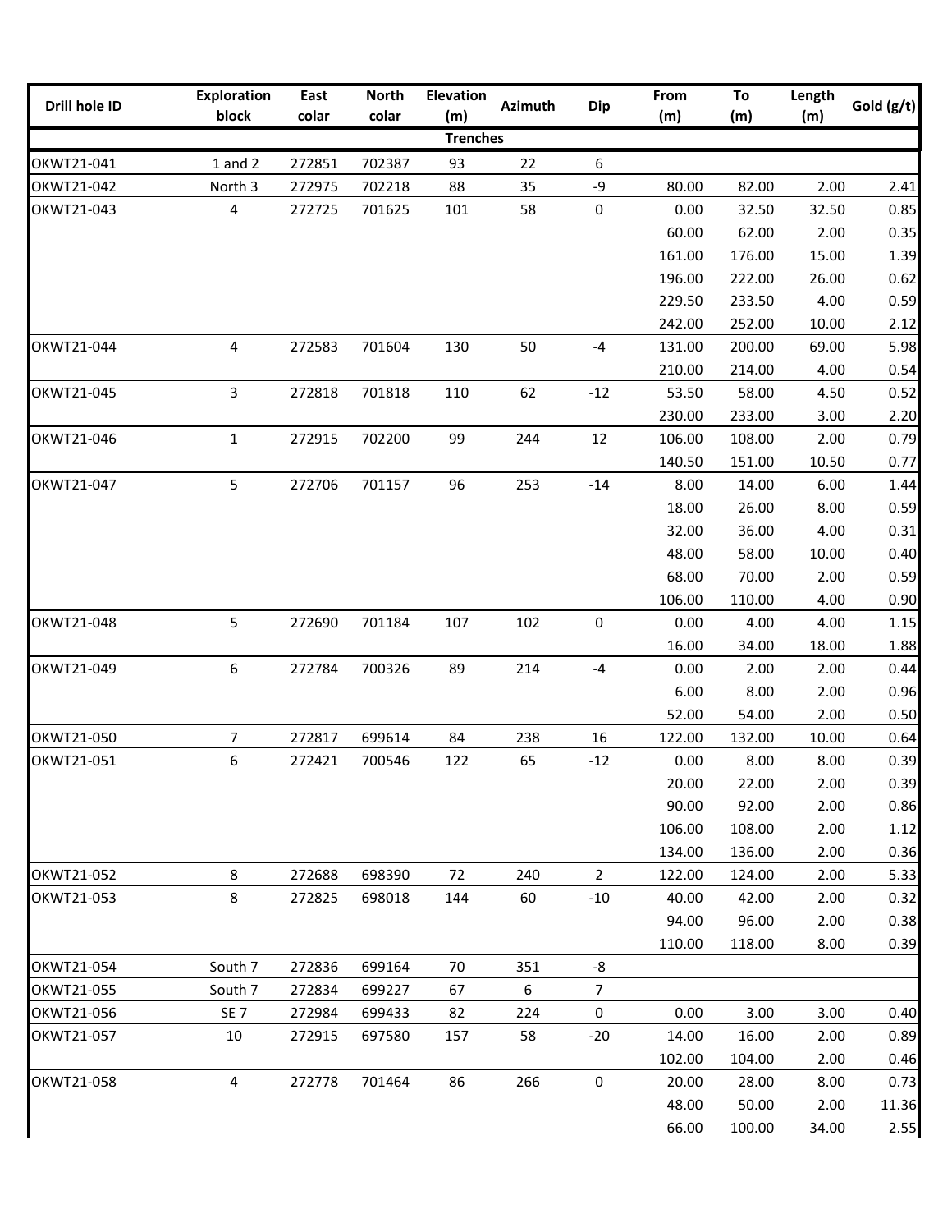| Drill hole ID | Exploration block | East colar | North colar | Elevation (m) | Azimuth | Dip | From (m) | To (m) | Length (m) | Gold (g/t) |
|---|---|---|---|---|---|---|---|---|---|---|
| | | | | Trenches | | | | | | |
| OKWT21-041 | 1 and 2 | 272851 | 702387 | 93 | 22 | 6 | | | | |
| OKWT21-042 | North 3 | 272975 | 702218 | 88 | 35 | -9 | 80.00 | 82.00 | 2.00 | 2.41 |
| OKWT21-043 | 4 | 272725 | 701625 | 101 | 58 | 0 | 0.00 | 32.50 | 32.50 | 0.85 |
| | | | | | | | 60.00 | 62.00 | 2.00 | 0.35 |
| | | | | | | | 161.00 | 176.00 | 15.00 | 1.39 |
| | | | | | | | 196.00 | 222.00 | 26.00 | 0.62 |
| | | | | | | | 229.50 | 233.50 | 4.00 | 0.59 |
| | | | | | | | 242.00 | 252.00 | 10.00 | 2.12 |
| OKWT21-044 | 4 | 272583 | 701604 | 130 | 50 | -4 | 131.00 | 200.00 | 69.00 | 5.98 |
| | | | | | | | 210.00 | 214.00 | 4.00 | 0.54 |
| OKWT21-045 | 3 | 272818 | 701818 | 110 | 62 | -12 | 53.50 | 58.00 | 4.50 | 0.52 |
| | | | | | | | 230.00 | 233.00 | 3.00 | 2.20 |
| OKWT21-046 | 1 | 272915 | 702200 | 99 | 244 | 12 | 106.00 | 108.00 | 2.00 | 0.79 |
| | | | | | | | 140.50 | 151.00 | 10.50 | 0.77 |
| OKWT21-047 | 5 | 272706 | 701157 | 96 | 253 | -14 | 8.00 | 14.00 | 6.00 | 1.44 |
| | | | | | | | 18.00 | 26.00 | 8.00 | 0.59 |
| | | | | | | | 32.00 | 36.00 | 4.00 | 0.31 |
| | | | | | | | 48.00 | 58.00 | 10.00 | 0.40 |
| | | | | | | | 68.00 | 70.00 | 2.00 | 0.59 |
| | | | | | | | 106.00 | 110.00 | 4.00 | 0.90 |
| OKWT21-048 | 5 | 272690 | 701184 | 107 | 102 | 0 | 0.00 | 4.00 | 4.00 | 1.15 |
| | | | | | | | 16.00 | 34.00 | 18.00 | 1.88 |
| OKWT21-049 | 6 | 272784 | 700326 | 89 | 214 | -4 | 0.00 | 2.00 | 2.00 | 0.44 |
| | | | | | | | 6.00 | 8.00 | 2.00 | 0.96 |
| | | | | | | | 52.00 | 54.00 | 2.00 | 0.50 |
| OKWT21-050 | 7 | 272817 | 699614 | 84 | 238 | 16 | 122.00 | 132.00 | 10.00 | 0.64 |
| OKWT21-051 | 6 | 272421 | 700546 | 122 | 65 | -12 | 0.00 | 8.00 | 8.00 | 0.39 |
| | | | | | | | 20.00 | 22.00 | 2.00 | 0.39 |
| | | | | | | | 90.00 | 92.00 | 2.00 | 0.86 |
| | | | | | | | 106.00 | 108.00 | 2.00 | 1.12 |
| | | | | | | | 134.00 | 136.00 | 2.00 | 0.36 |
| OKWT21-052 | 8 | 272688 | 698390 | 72 | 240 | 2 | 122.00 | 124.00 | 2.00 | 5.33 |
| OKWT21-053 | 8 | 272825 | 698018 | 144 | 60 | -10 | 40.00 | 42.00 | 2.00 | 0.32 |
| | | | | | | | 94.00 | 96.00 | 2.00 | 0.38 |
| | | | | | | | 110.00 | 118.00 | 8.00 | 0.39 |
| OKWT21-054 | South 7 | 272836 | 699164 | 70 | 351 | -8 | | | | |
| OKWT21-055 | South 7 | 272834 | 699227 | 67 | 6 | 7 | | | | |
| OKWT21-056 | SE 7 | 272984 | 699433 | 82 | 224 | 0 | 0.00 | 3.00 | 3.00 | 0.40 |
| OKWT21-057 | 10 | 272915 | 697580 | 157 | 58 | -20 | 14.00 | 16.00 | 2.00 | 0.89 |
| | | | | | | | 102.00 | 104.00 | 2.00 | 0.46 |
| OKWT21-058 | 4 | 272778 | 701464 | 86 | 266 | 0 | 20.00 | 28.00 | 8.00 | 0.73 |
| | | | | | | | 48.00 | 50.00 | 2.00 | 11.36 |
| | | | | | | | 66.00 | 100.00 | 34.00 | 2.55 |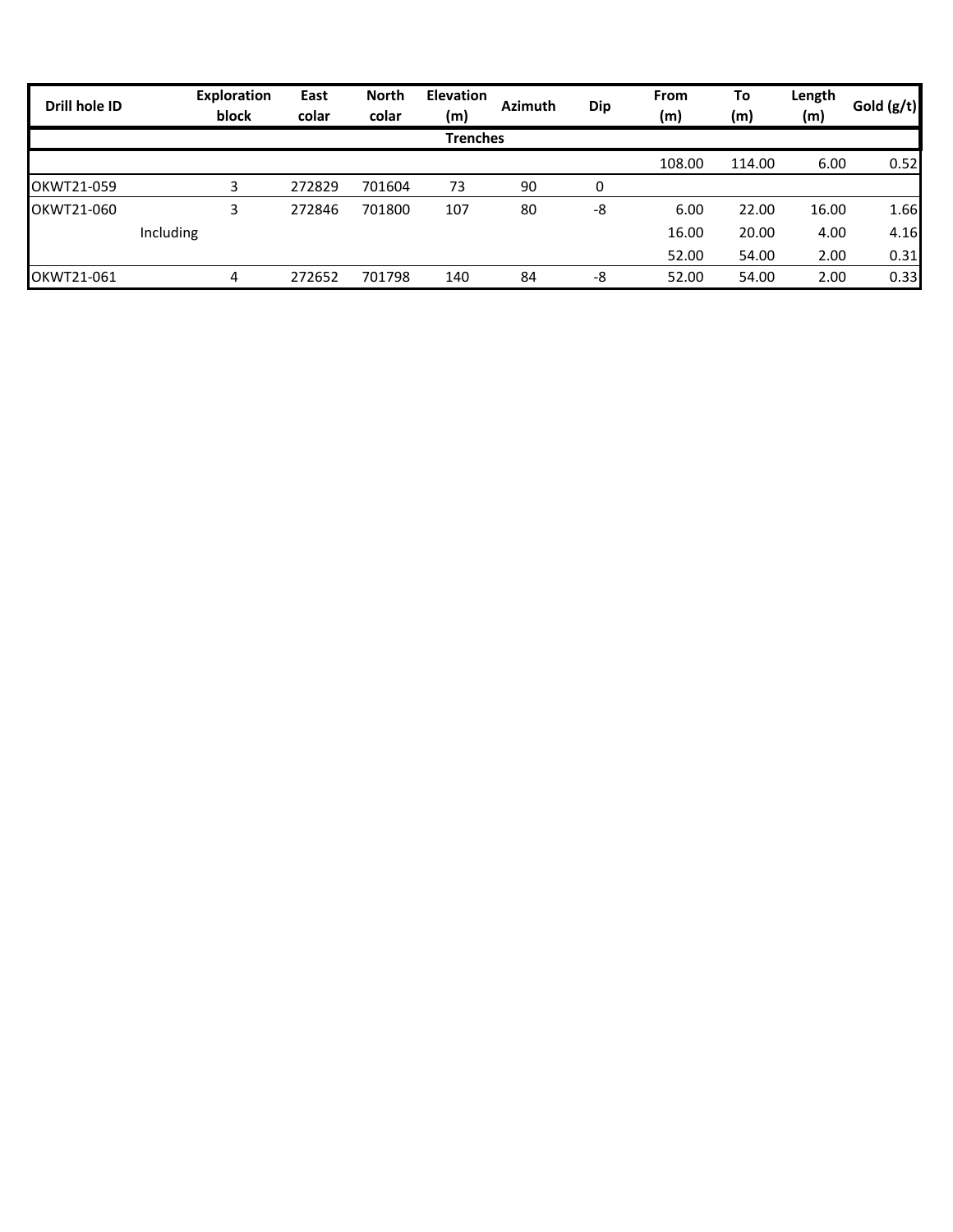| Drill hole ID | Exploration block | East colar | North colar | Elevation (m) | Azimuth | Dip | From (m) | To (m) | Length (m) | Gold (g/t) |
|---|---|---|---|---|---|---|---|---|---|---|
| | | | | | Trenches | | | | | |
| | | | | | | | 108.00 | 114.00 | 6.00 | 0.52 |
| OKWT21-059 | 3 | 272829 | 701604 | 73 | 90 | 0 | | | | |
| OKWT21-060 | 3 | 272846 | 701800 | 107 | 80 | -8 | 6.00 | 22.00 | 16.00 | 1.66 |
| | Including | | | | | | 16.00 | 20.00 | 4.00 | 4.16 |
| | | | | | | | 52.00 | 54.00 | 2.00 | 0.31 |
| OKWT21-061 | 4 | 272652 | 701798 | 140 | 84 | -8 | 52.00 | 54.00 | 2.00 | 0.33 |